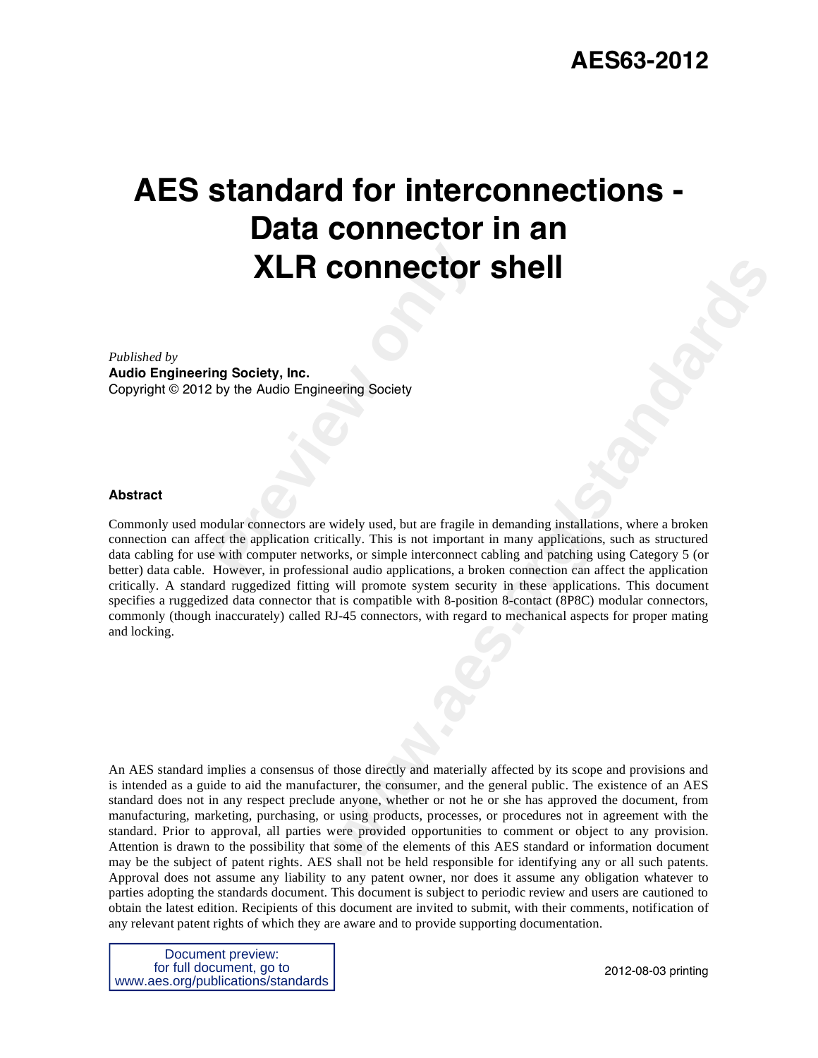# AES63-2012

# AES standard for interconnections - Data connector in an XLR connector shell

*Published by*
**Audio Engineering Society, Inc.**
Copyright © 2012 by the Audio Engineering Society

**Abstract**

Commonly used modular connectors are widely used, but are fragile in demanding installations, where a broken connection can affect the application critically. This is not important in many applications, such as structured data cabling for use with computer networks, or simple interconnect cabling and patching using Category 5 (or better) data cable. However, in professional audio applications, a broken connection can affect the application critically. A standard ruggedized fitting will promote system security in these applications. This document specifies a ruggedized data connector that is compatible with 8-position 8-contact (8P8C) modular connectors, commonly (though inaccurately) called RJ-45 connectors, with regard to mechanical aspects for proper mating and locking.

An AES standard implies a consensus of those directly and materially affected by its scope and provisions and is intended as a guide to aid the manufacturer, the consumer, and the general public. The existence of an AES standard does not in any respect preclude anyone, whether or not he or she has approved the document, from manufacturing, marketing, purchasing, or using products, processes, or procedures not in agreement with the standard. Prior to approval, all parties were provided opportunities to comment or object to any provision. Attention is drawn to the possibility that some of the elements of this AES standard or information document may be the subject of patent rights. AES shall not be held responsible for identifying any or all such patents. Approval does not assume any liability to any patent owner, nor does it assume any obligation whatever to parties adopting the standards document. This document is subject to periodic review and users are cautioned to obtain the latest edition. Recipients of this document are invited to submit, with their comments, notification of any relevant patent rights of which they are aware and to provide supporting documentation.

Document preview:
for full document, go to
www.aes.org/publications/standards

2012-08-03 printing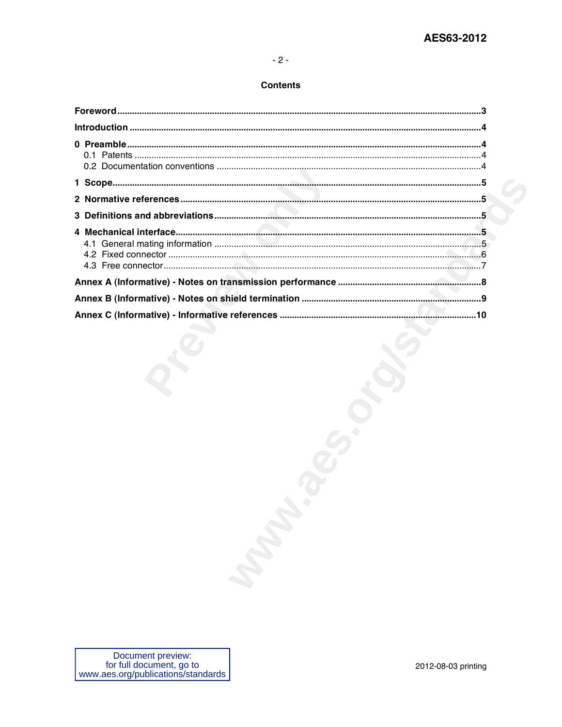## Contents

**Foreword** ..................................................................................................................................3

**Introduction** ............................................................................................................................4

**0 Preamble** ...............................................................................................................................4

0.1 Patents ..................................................................................................................................4

0.2 Documentation conventions ..................................................................................................4

**1 Scope** ......................................................................................................................................5

**2 Normative references** .............................................................................................................5

**3 Definitions and abbreviations** .................................................................................................5

**4 Mechanical interface** ..............................................................................................................5

4.1 General mating information ...................................................................................................5

4.2 Fixed connector .....................................................................................................................6

4.3 Free connector .......................................................................................................................7

**Annex A (Informative) - Notes on transmission performance** ..................................................8

**Annex B (Informative) - Notes on shield termination** ...............................................................9

**Annex C (Informative) - Informative references** ....................................................................10

Document preview:
for full document, go to
www.aes.org/publications/standards

2012-08-03 printing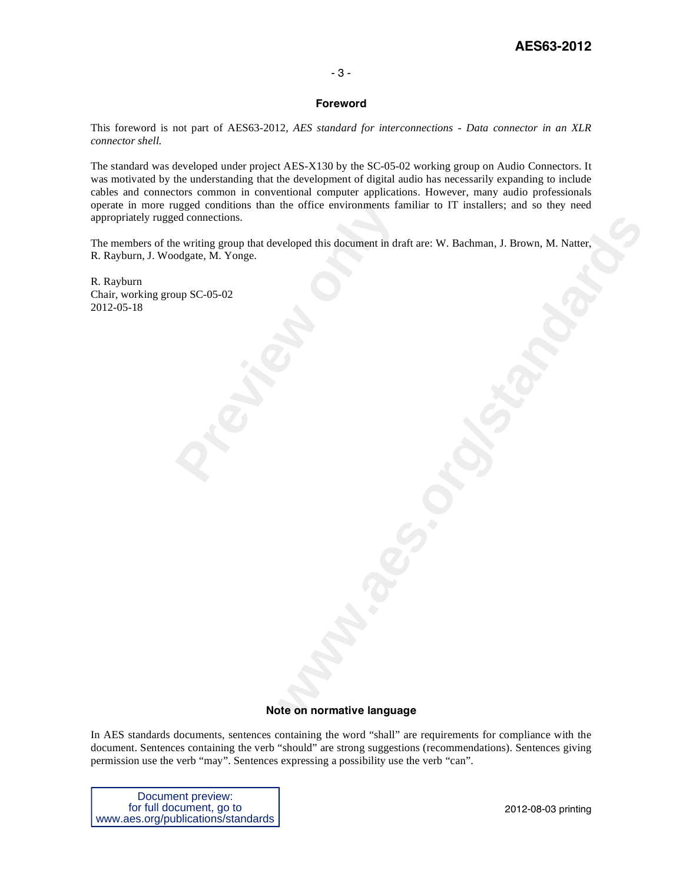## Foreword

This foreword is not part of AES63-2012, *AES standard for interconnections - Data connector in an XLR connector shell.*

The standard was developed under project AES-X130 by the SC-05-02 working group on Audio Connectors. It was motivated by the understanding that the development of digital audio has necessarily expanding to include cables and connectors common in conventional computer applications. However, many audio professionals operate in more rugged conditions than the office environments familiar to IT installers; and so they need appropriately rugged connections.

The members of the writing group that developed this document in draft are: W. Bachman, J. Brown, M. Natter, R. Rayburn, J. Woodgate, M. Yonge.

R. Rayburn
Chair, working group SC-05-02
2012-05-18

## Note on normative language

In AES standards documents, sentences containing the word "shall" are requirements for compliance with the document. Sentences containing the verb "should" are strong suggestions (recommendations). Sentences giving permission use the verb "may". Sentences expressing a possibility use the verb "can".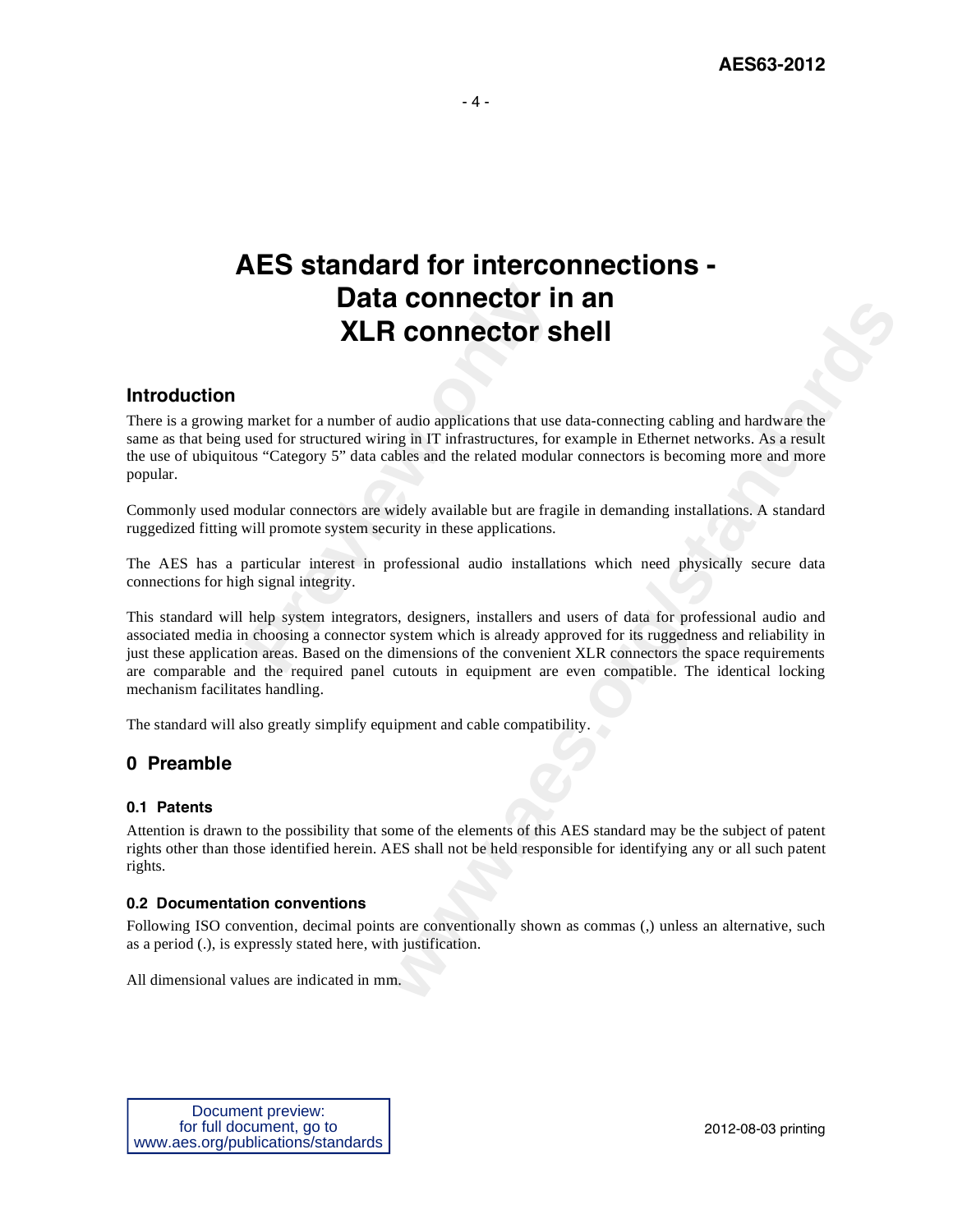# AES standard for interconnections - Data connector in an XLR connector shell

## Introduction

There is a growing market for a number of audio applications that use data-connecting cabling and hardware the same as that being used for structured wiring in IT infrastructures, for example in Ethernet networks. As a result the use of ubiquitous "Category 5" data cables and the related modular connectors is becoming more and more popular.

Commonly used modular connectors are widely available but are fragile in demanding installations. A standard ruggedized fitting will promote system security in these applications.

The AES has a particular interest in professional audio installations which need physically secure data connections for high signal integrity.

This standard will help system integrators, designers, installers and users of data for professional audio and associated media in choosing a connector system which is already approved for its ruggedness and reliability in just these application areas. Based on the dimensions of the convenient XLR connectors the space requirements are comparable and the required panel cutouts in equipment are even compatible. The identical locking mechanism facilitates handling.

The standard will also greatly simplify equipment and cable compatibility.

## 0 Preamble

### 0.1 Patents

Attention is drawn to the possibility that some of the elements of this AES standard may be the subject of patent rights other than those identified herein. AES shall not be held responsible for identifying any or all such patent rights.

### 0.2 Documentation conventions

Following ISO convention, decimal points are conventionally shown as commas (,) unless an alternative, such as a period (.), is expressly stated here, with justification.

All dimensional values are indicated in mm.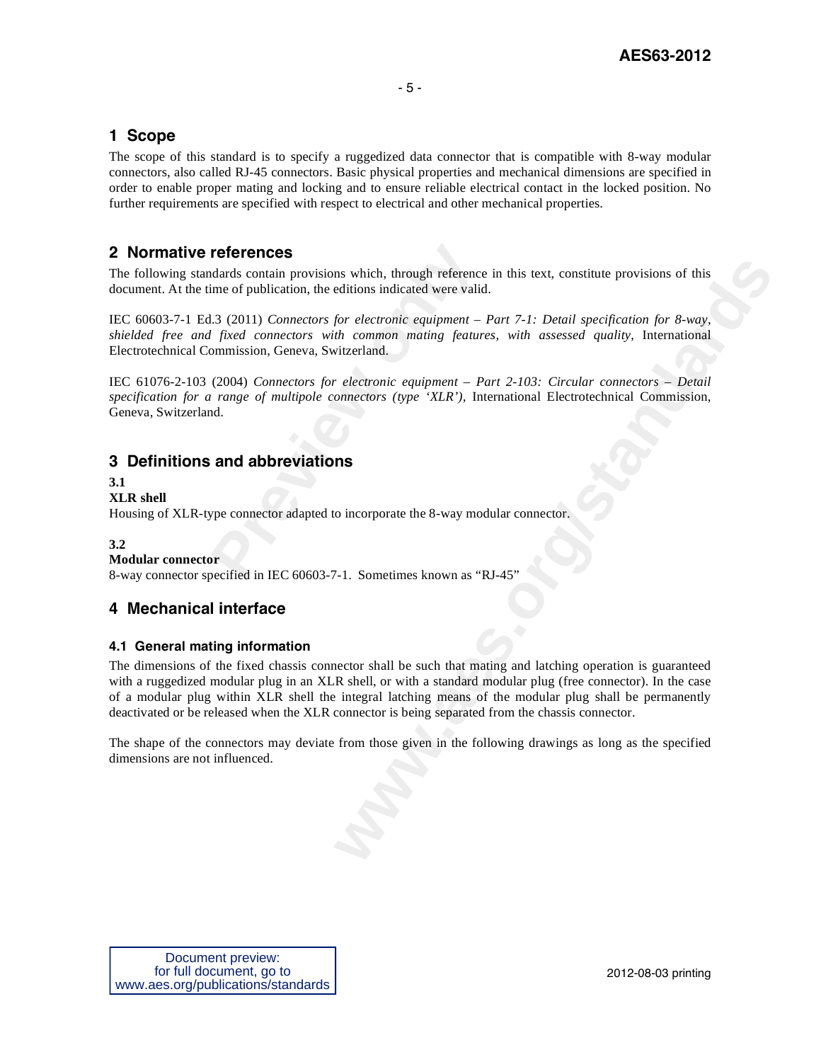# 1 Scope

The scope of this standard is to specify a ruggedized data connector that is compatible with 8-way modular connectors, also called RJ-45 connectors. Basic physical properties and mechanical dimensions are specified in order to enable proper mating and locking and to ensure reliable electrical contact in the locked position. No further requirements are specified with respect to electrical and other mechanical properties.

# 2 Normative references

The following standards contain provisions which, through reference in this text, constitute provisions of this document. At the time of publication, the editions indicated were valid.

IEC 60603-7-1 Ed.3 (2011) *Connectors for electronic equipment – Part 7-1: Detail specification for 8-way, shielded free and fixed connectors with common mating features, with assessed quality*, International Electrotechnical Commission, Geneva, Switzerland.

IEC 61076-2-103 (2004) *Connectors for electronic equipment – Part 2-103: Circular connectors – Detail specification for a range of multipole connectors (type 'XLR')*, International Electrotechnical Commission, Geneva, Switzerland.

# 3 Definitions and abbreviations

**3.1**
**XLR shell**
Housing of XLR-type connector adapted to incorporate the 8-way modular connector.

**3.2**
**Modular connector**
8-way connector specified in IEC 60603-7-1. Sometimes known as "RJ-45"

# 4 Mechanical interface

## 4.1 General mating information

The dimensions of the fixed chassis connector shall be such that mating and latching operation is guaranteed with a ruggedized modular plug in an XLR shell, or with a standard modular plug (free connector). In the case of a modular plug within XLR shell the integral latching means of the modular plug shall be permanently deactivated or be released when the XLR connector is being separated from the chassis connector.

The shape of the connectors may deviate from those given in the following drawings as long as the specified dimensions are not influenced.

Document preview:
for full document, go to
www.aes.org/publications/standards